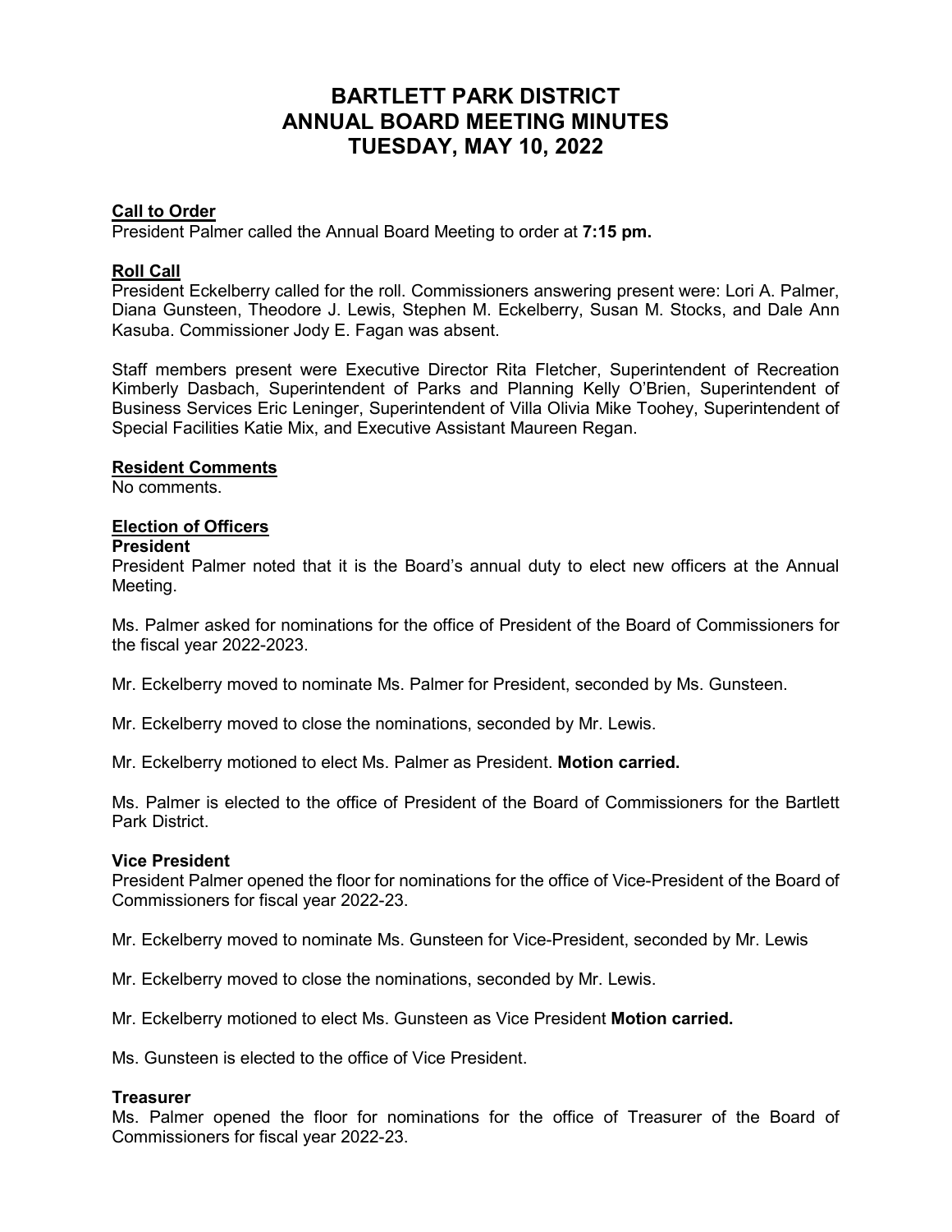# BARTLETT PARK DISTRICT
# ANNUAL BOARD MEETING MINUTES
# TUESDAY, MAY 10, 2022

**Call to Order**

President Palmer called the Annual Board Meeting to order at **7:15 pm.**

**Roll Call**

President Eckelberry called for the roll. Commissioners answering present were: Lori A. Palmer, Diana Gunsteen, Theodore J. Lewis, Stephen M. Eckelberry, Susan M. Stocks, and Dale Ann Kasuba. Commissioner Jody E. Fagan was absent.

Staff members present were Executive Director Rita Fletcher, Superintendent of Recreation Kimberly Dasbach, Superintendent of Parks and Planning Kelly O'Brien, Superintendent of Business Services Eric Leninger, Superintendent of Villa Olivia Mike Toohey, Superintendent of Special Facilities Katie Mix, and Executive Assistant Maureen Regan.

**Resident Comments**

No comments.

**Election of Officers**

**President**

President Palmer noted that it is the Board's annual duty to elect new officers at the Annual Meeting.

Ms. Palmer asked for nominations for the office of President of the Board of Commissioners for the fiscal year 2022-2023.

Mr. Eckelberry moved to nominate Ms. Palmer for President, seconded by Ms. Gunsteen.

Mr. Eckelberry moved to close the nominations, seconded by Mr. Lewis.

Mr. Eckelberry motioned to elect Ms. Palmer as President. **Motion carried.**

Ms. Palmer is elected to the office of President of the Board of Commissioners for the Bartlett Park District.

**Vice President**

President Palmer opened the floor for nominations for the office of Vice-President of the Board of Commissioners for fiscal year 2022-23.

Mr. Eckelberry moved to nominate Ms. Gunsteen for Vice-President, seconded by Mr. Lewis

Mr. Eckelberry moved to close the nominations, seconded by Mr. Lewis.

Mr. Eckelberry motioned to elect Ms. Gunsteen as Vice President **Motion carried.**

Ms. Gunsteen is elected to the office of Vice President.

**Treasurer**

Ms. Palmer opened the floor for nominations for the office of Treasurer of the Board of Commissioners for fiscal year 2022-23.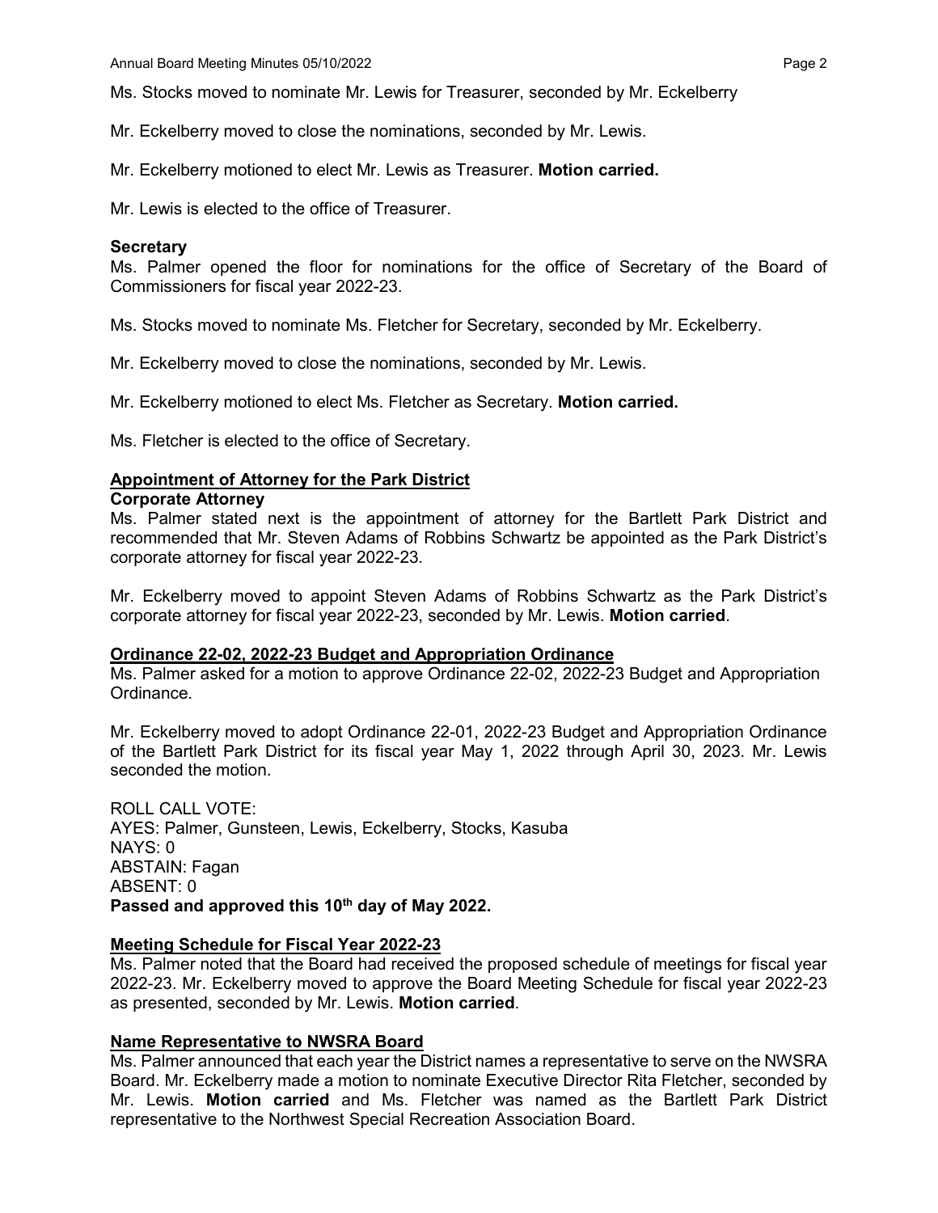Ms. Stocks moved to nominate Mr. Lewis for Treasurer, seconded by Mr. Eckelberry

Mr. Eckelberry moved to close the nominations, seconded by Mr. Lewis.

Mr. Eckelberry motioned to elect Mr. Lewis as Treasurer. **Motion carried.**

Mr. Lewis is elected to the office of Treasurer.

**Secretary**

Ms. Palmer opened the floor for nominations for the office of Secretary of the Board of Commissioners for fiscal year 2022-23.

Ms. Stocks moved to nominate Ms. Fletcher for Secretary, seconded by Mr. Eckelberry.

Mr. Eckelberry moved to close the nominations, seconded by Mr. Lewis.

Mr. Eckelberry motioned to elect Ms. Fletcher as Secretary. **Motion carried.**

Ms. Fletcher is elected to the office of Secretary.

**Appointment of Attorney for the Park District**

**Corporate Attorney**

Ms. Palmer stated next is the appointment of attorney for the Bartlett Park District and recommended that Mr. Steven Adams of Robbins Schwartz be appointed as the Park District's corporate attorney for fiscal year 2022-23.

Mr. Eckelberry moved to appoint Steven Adams of Robbins Schwartz as the Park District's corporate attorney for fiscal year 2022-23, seconded by Mr. Lewis. **Motion carried**.

**Ordinance 22-02, 2022-23 Budget and Appropriation Ordinance**

Ms. Palmer asked for a motion to approve Ordinance 22-02, 2022-23 Budget and Appropriation Ordinance.

Mr. Eckelberry moved to adopt Ordinance 22-01, 2022-23 Budget and Appropriation Ordinance of the Bartlett Park District for its fiscal year May 1, 2022 through April 30, 2023. Mr. Lewis seconded the motion.

ROLL CALL VOTE:
AYES: Palmer, Gunsteen, Lewis, Eckelberry, Stocks, Kasuba
NAYS: 0
ABSTAIN: Fagan
ABSENT: 0
**Passed and approved this 10th day of May 2022.**

**Meeting Schedule for Fiscal Year 2022-23**

Ms. Palmer noted that the Board had received the proposed schedule of meetings for fiscal year 2022-23. Mr. Eckelberry moved to approve the Board Meeting Schedule for fiscal year 2022-23 as presented, seconded by Mr. Lewis. **Motion carried**.

**Name Representative to NWSRA Board**

Ms. Palmer announced that each year the District names a representative to serve on the NWSRA Board. Mr. Eckelberry made a motion to nominate Executive Director Rita Fletcher, seconded by Mr. Lewis. **Motion carried** and Ms. Fletcher was named as the Bartlett Park District representative to the Northwest Special Recreation Association Board.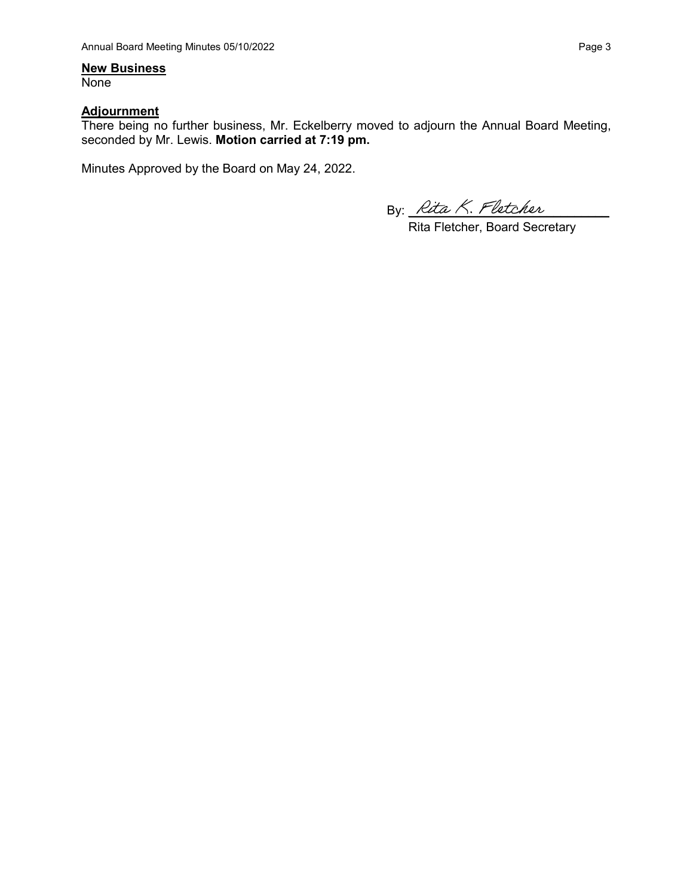**New Business**
None

**Adjournment**
There being no further business, Mr. Eckelberry moved to adjourn the Annual Board Meeting, seconded by Mr. Lewis. **Motion carried at 7:19 pm.**

Minutes Approved by the Board on May 24, 2022.

By: Rita K. Fletcher
Rita Fletcher, Board Secretary